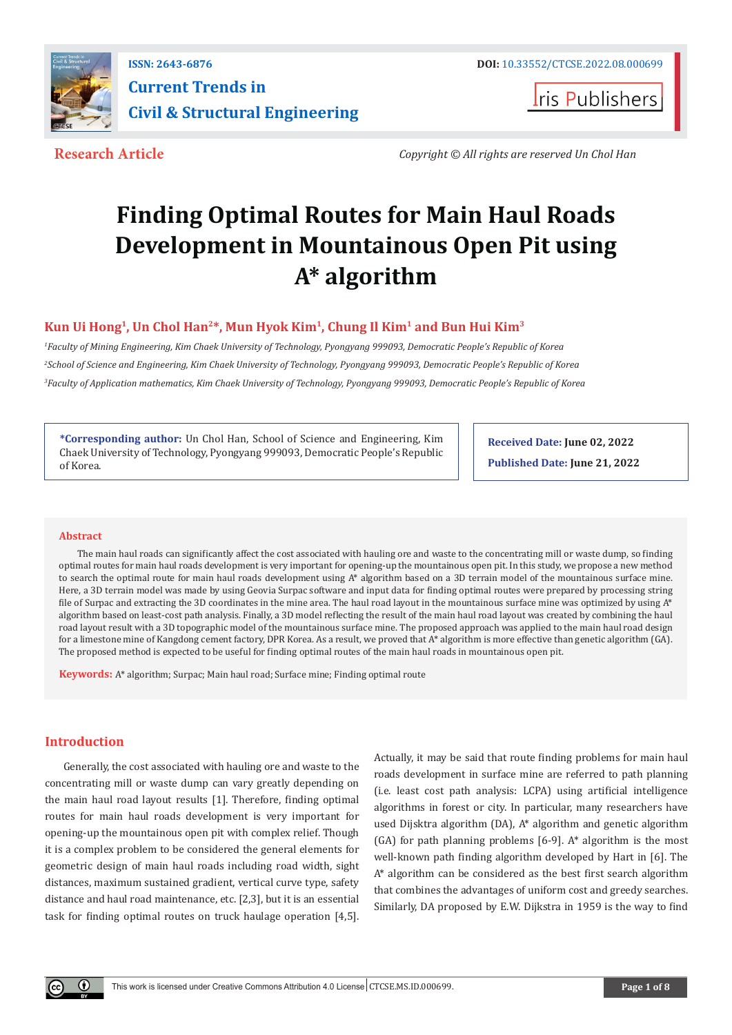ISSN: 2643-6876

DOI: 10.33552/CTCSE.2022.08.000699

**Current Trends in Civil & Structural Engineering**

Iris Publishers

**Research Article**

*Copyright © All rights are reserved Un Chol Han*

# Finding Optimal Routes for Main Haul Roads Development in Mountainous Open Pit using A* algorithm

**Kun Ui Hong[1], Un Chol Han[2]*, Mun Hyok Kim[1], Chung Il Kim[1] and Bun Hui Kim[3]**

*[1]Faculty of Mining Engineering, Kim Chaek University of Technology, Pyongyang 999093, Democratic People's Republic of Korea*

*[2]School of Science and Engineering, Kim Chaek University of Technology, Pyongyang 999093, Democratic People's Republic of Korea*

*[3]Faculty of Application mathematics, Kim Chaek University of Technology, Pyongyang 999093, Democratic People's Republic of Korea*

**\*Corresponding author:** Un Chol Han, School of Science and Engineering, Kim Chaek University of Technology, Pyongyang 999093, Democratic People's Republic of Korea.

**Received Date:** June 02, 2022

**Published Date:** June 21, 2022

## Abstract

The main haul roads can significantly affect the cost associated with hauling ore and waste to the concentrating mill or waste dump, so finding optimal routes for main haul roads development is very important for opening-up the mountainous open pit. In this study, we propose a new method to search the optimal route for main haul roads development using A* algorithm based on a 3D terrain model of the mountainous surface mine. Here, a 3D terrain model was made by using Geovia Surpac software and input data for finding optimal routes were prepared by processing string file of Surpac and extracting the 3D coordinates in the mine area. The haul road layout in the mountainous surface mine was optimized by using A* algorithm based on least-cost path analysis. Finally, a 3D model reflecting the result of the main haul road layout was created by combining the haul road layout result with a 3D topographic model of the mountainous surface mine. The proposed approach was applied to the main haul road design for a limestone mine of Kangdong cement factory, DPR Korea. As a result, we proved that A* algorithm is more effective than genetic algorithm (GA). The proposed method is expected to be useful for finding optimal routes of the main haul roads in mountainous open pit.

**Keywords:** A* algorithm; Surpac; Main haul road; Surface mine; Finding optimal route

## Introduction

Generally, the cost associated with hauling ore and waste to the concentrating mill or waste dump can vary greatly depending on the main haul road layout results [1]. Therefore, finding optimal routes for main haul roads development is very important for opening-up the mountainous open pit with complex relief. Though it is a complex problem to be considered the general elements for geometric design of main haul roads including road width, sight distances, maximum sustained gradient, vertical curve type, safety distance and haul road maintenance, etc. [2,3], but it is an essential task for finding optimal routes on truck haulage operation [4,5]. Actually, it may be said that route finding problems for main haul roads development in surface mine are referred to path planning (i.e. least cost path analysis: LCPA) using artificial intelligence algorithms in forest or city. In particular, many researchers have used Dijkstra algorithm (DA), A* algorithm and genetic algorithm (GA) for path planning problems [6-9]. A* algorithm is the most well-known path finding algorithm developed by Hart in [6]. The A* algorithm can be considered as the best first search algorithm that combines the advantages of uniform cost and greedy searches. Similarly, DA proposed by E.W. Dijkstra in 1959 is the way to find

This work is licensed under Creative Commons Attribution 4.0 License | CTCSE.MS.ID.000699.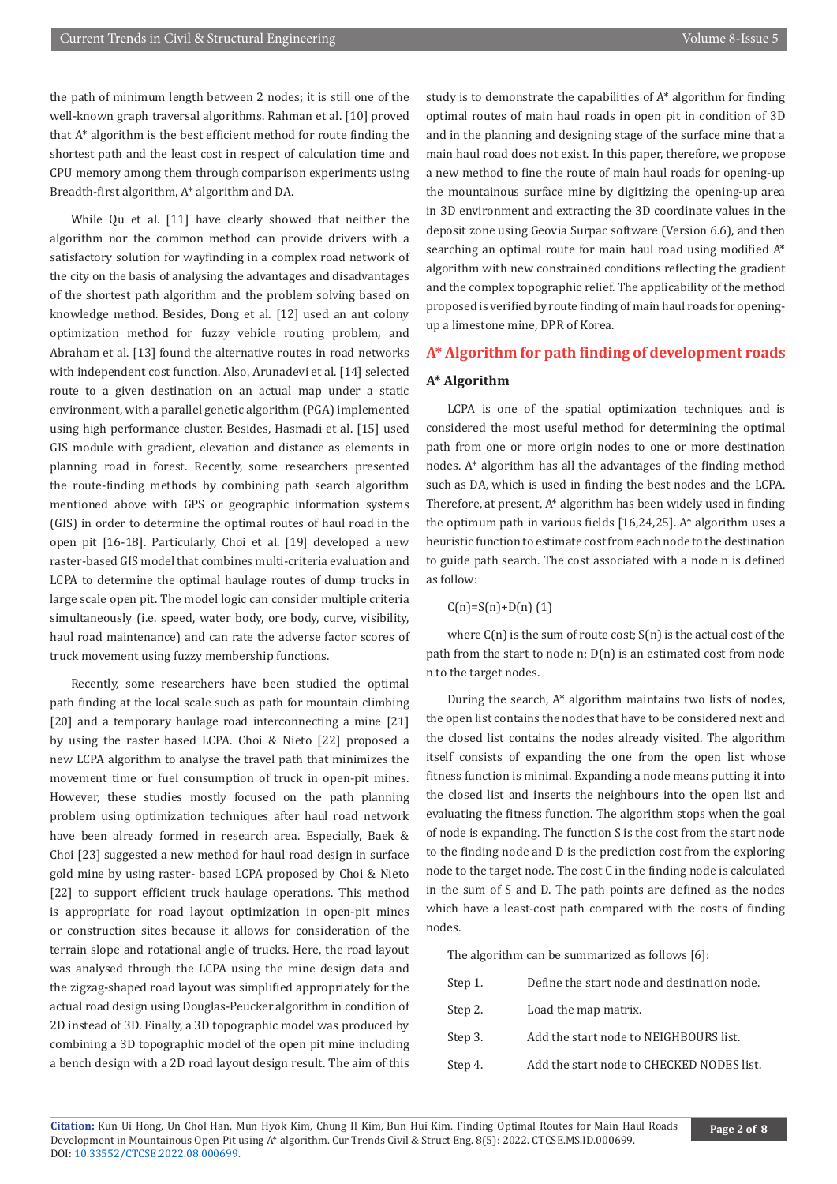the path of minimum length between 2 nodes; it is still one of the well-known graph traversal algorithms. Rahman et al. [10] proved that A* algorithm is the best efficient method for route finding the shortest path and the least cost in respect of calculation time and CPU memory among them through comparison experiments using Breadth-first algorithm, A* algorithm and DA.

While Qu et al. [11] have clearly showed that neither the algorithm nor the common method can provide drivers with a satisfactory solution for wayfinding in a complex road network of the city on the basis of analysing the advantages and disadvantages of the shortest path algorithm and the problem solving based on knowledge method. Besides, Dong et al. [12] used an ant colony optimization method for fuzzy vehicle routing problem, and Abraham et al. [13] found the alternative routes in road networks with independent cost function. Also, Arunadevi et al. [14] selected route to a given destination on an actual map under a static environment, with a parallel genetic algorithm (PGA) implemented using high performance cluster. Besides, Hasmadi et al. [15] used GIS module with gradient, elevation and distance as elements in planning road in forest. Recently, some researchers presented the route-finding methods by combining path search algorithm mentioned above with GPS or geographic information systems (GIS) in order to determine the optimal routes of haul road in the open pit [16-18]. Particularly, Choi et al. [19] developed a new raster-based GIS model that combines multi-criteria evaluation and LCPA to determine the optimal haulage routes of dump trucks in large scale open pit. The model logic can consider multiple criteria simultaneously (i.e. speed, water body, ore body, curve, visibility, haul road maintenance) and can rate the adverse factor scores of truck movement using fuzzy membership functions.

Recently, some researchers have been studied the optimal path finding at the local scale such as path for mountain climbing [20] and a temporary haulage road interconnecting a mine [21] by using the raster based LCPA. Choi & Nieto [22] proposed a new LCPA algorithm to analyse the travel path that minimizes the movement time or fuel consumption of truck in open-pit mines. However, these studies mostly focused on the path planning problem using optimization techniques after haul road network have been already formed in research area. Especially, Baek & Choi [23] suggested a new method for haul road design in surface gold mine by using raster- based LCPA proposed by Choi & Nieto [22] to support efficient truck haulage operations. This method is appropriate for road layout optimization in open-pit mines or construction sites because it allows for consideration of the terrain slope and rotational angle of trucks. Here, the road layout was analysed through the LCPA using the mine design data and the zigzag-shaped road layout was simplified appropriately for the actual road design using Douglas-Peucker algorithm in condition of 2D instead of 3D. Finally, a 3D topographic model was produced by combining a 3D topographic model of the open pit mine including a bench design with a 2D road layout design result. The aim of this study is to demonstrate the capabilities of A* algorithm for finding optimal routes of main haul roads in open pit in condition of 3D and in the planning and designing stage of the surface mine that a main haul road does not exist. In this paper, therefore, we propose a new method to fine the route of main haul roads for opening-up the mountainous surface mine by digitizing the opening-up area in 3D environment and extracting the 3D coordinate values in the deposit zone using Geovia Surpac software (Version 6.6), and then searching an optimal route for main haul road using modified A* algorithm with new constrained conditions reflecting the gradient and the complex topographic relief. The applicability of the method proposed is verified by route finding of main haul roads for opening-up a limestone mine, DPR of Korea.

## A* Algorithm for path finding of development roads

### A* Algorithm

LCPA is one of the spatial optimization techniques and is considered the most useful method for determining the optimal path from one or more origin nodes to one or more destination nodes. A* algorithm has all the advantages of the finding method such as DA, which is used in finding the best nodes and the LCPA. Therefore, at present, A* algorithm has been widely used in finding the optimum path in various fields [16,24,25]. A* algorithm uses a heuristic function to estimate cost from each node to the destination to guide path search. The cost associated with a node n is defined as follow:

$$C(n)=S(n)+D(n) \quad (1)$$

where C(n) is the sum of route cost; S(n) is the actual cost of the path from the start to node n; D(n) is an estimated cost from node n to the target nodes.

During the search, A* algorithm maintains two lists of nodes, the open list contains the nodes that have to be considered next and the closed list contains the nodes already visited. The algorithm itself consists of expanding the one from the open list whose fitness function is minimal. Expanding a node means putting it into the closed list and inserts the neighbours into the open list and evaluating the fitness function. The algorithm stops when the goal of node is expanding. The function S is the cost from the start node to the finding node and D is the prediction cost from the exploring node to the target node. The cost C in the finding node is calculated in the sum of S and D. The path points are defined as the nodes which have a least-cost path compared with the costs of finding nodes.

The algorithm can be summarized as follows [6]:

Step 1. Define the start node and destination node.

Step 2. Load the map matrix.

Step 3. Add the start node to NEIGHBOURS list.

Step 4. Add the start node to CHECKED NODES list.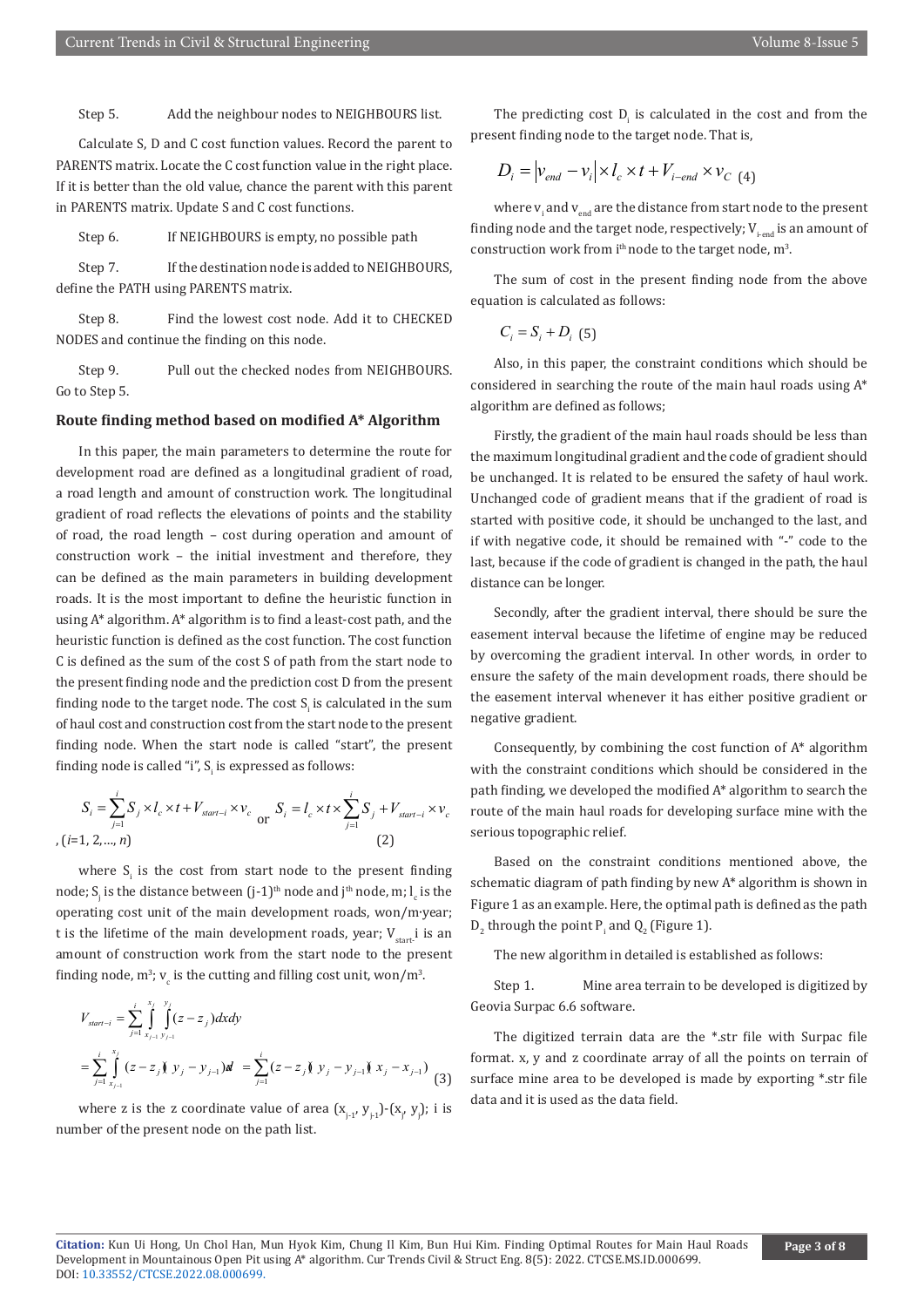Step 5. Add the neighbour nodes to NEIGHBOURS list.

Calculate S, D and C cost function values. Record the parent to PARENTS matrix. Locate the C cost function value in the right place. If it is better than the old value, chance the parent with this parent in PARENTS matrix. Update S and C cost functions.

Step 6. If NEIGHBOURS is empty, no possible path

Step 7. If the destination node is added to NEIGHBOURS, define the PATH using PARENTS matrix.

Step 8. Find the lowest cost node. Add it to CHECKED NODES and continue the finding on this node.

Step 9. Pull out the checked nodes from NEIGHBOURS. Go to Step 5.

### Route finding method based on modified A* Algorithm

In this paper, the main parameters to determine the route for development road are defined as a longitudinal gradient of road, a road length and amount of construction work. The longitudinal gradient of road reflects the elevations of points and the stability of road, the road length – cost during operation and amount of construction work – the initial investment and therefore, they can be defined as the main parameters in building development roads. It is the most important to define the heuristic function in using A* algorithm. A* algorithm is to find a least-cost path, and the heuristic function is defined as the cost function. The cost function C is defined as the sum of the cost S of path from the start node to the present finding node and the prediction cost D from the present finding node to the target node. The cost $S_i$ is calculated in the sum of haul cost and construction cost from the start node to the present finding node. When the start node is called "start", the present finding node is called "i", $S_i$ is expressed as follows:

$$S_i = \sum_{j=1}^{i} S_j \times l_c \times t + V_{start-i} \times v_c \quad \text{or} \quad S_i = l_c \times t \times \sum_{j=1}^{i} S_j + V_{start-i} \times v_c$$

$, (i=1, 2, \ldots, n)$ (2)

where $S_i$ is the cost from start node to the present finding node; $S_j$ is the distance between (j-1)[th] node and j[th] node, m; $l_c$ is the operating cost unit of the main development roads, won/m·year; t is the lifetime of the main development roads, year; $V_{start\text{-}i}$ is an amount of construction work from the start node to the present finding node, m[3]; $v_c$ is the cutting and filling cost unit, won/m[3].

$$V_{start-i} = \sum_{j=1}^{i} \int_{x_{j-1}}^{x_j} \int_{y_{j-1}}^{y_j} (z - z_j) dx dy$$

$$= \sum_{j=1}^{i} \int_{x_{j-1}}^{x_j} (z - z_j)(y_j - y_{j-1}) dx = \sum_{j=1}^{i} (z - z_j)(y_j - y_{j-1})(x_j - x_{j-1}) \quad (3)$$

where z is the z coordinate value of area $(x_{j-1}, y_{j-1})$-$(x_j, y_j)$; i is number of the present node on the path list.

The predicting cost $D_i$ is calculated in the cost and from the present finding node to the target node. That is,

$$D_i = |v_{end} - v_i| \times l_c \times t + V_{i-end} \times v_C \quad (4)$$

where $v_i$ and $v_{end}$ are the distance from start node to the present finding node and the target node, respectively; $V_{i\text{-}end}$ is an amount of construction work from i[th] node to the target node, m[3].

The sum of cost in the present finding node from the above equation is calculated as follows:

$$C_i = S_i + D_i \quad (5)$$

Also, in this paper, the constraint conditions which should be considered in searching the route of the main haul roads using A* algorithm are defined as follows;

Firstly, the gradient of the main haul roads should be less than the maximum longitudinal gradient and the code of gradient should be unchanged. It is related to be ensured the safety of haul work. Unchanged code of gradient means that if the gradient of road is started with positive code, it should be unchanged to the last, and if with negative code, it should be remained with "-" code to the last, because if the code of gradient is changed in the path, the haul distance can be longer.

Secondly, after the gradient interval, there should be sure the easement interval because the lifetime of engine may be reduced by overcoming the gradient interval. In other words, in order to ensure the safety of the main development roads, there should be the easement interval whenever it has either positive gradient or negative gradient.

Consequently, by combining the cost function of A* algorithm with the constraint conditions which should be considered in the path finding, we developed the modified A* algorithm to search the route of the main haul roads for developing surface mine with the serious topographic relief.

Based on the constraint conditions mentioned above, the schematic diagram of path finding by new A* algorithm is shown in Figure 1 as an example. Here, the optimal path is defined as the path $D_2$ through the point $P_i$ and $Q_2$ (Figure 1).

The new algorithm in detailed is established as follows:

Step 1. Mine area terrain to be developed is digitized by Geovia Surpac 6.6 software.

The digitized terrain data are the *.str file with Surpac file format. x, y and z coordinate array of all the points on terrain of surface mine area to be developed is made by exporting *.str file data and it is used as the data field.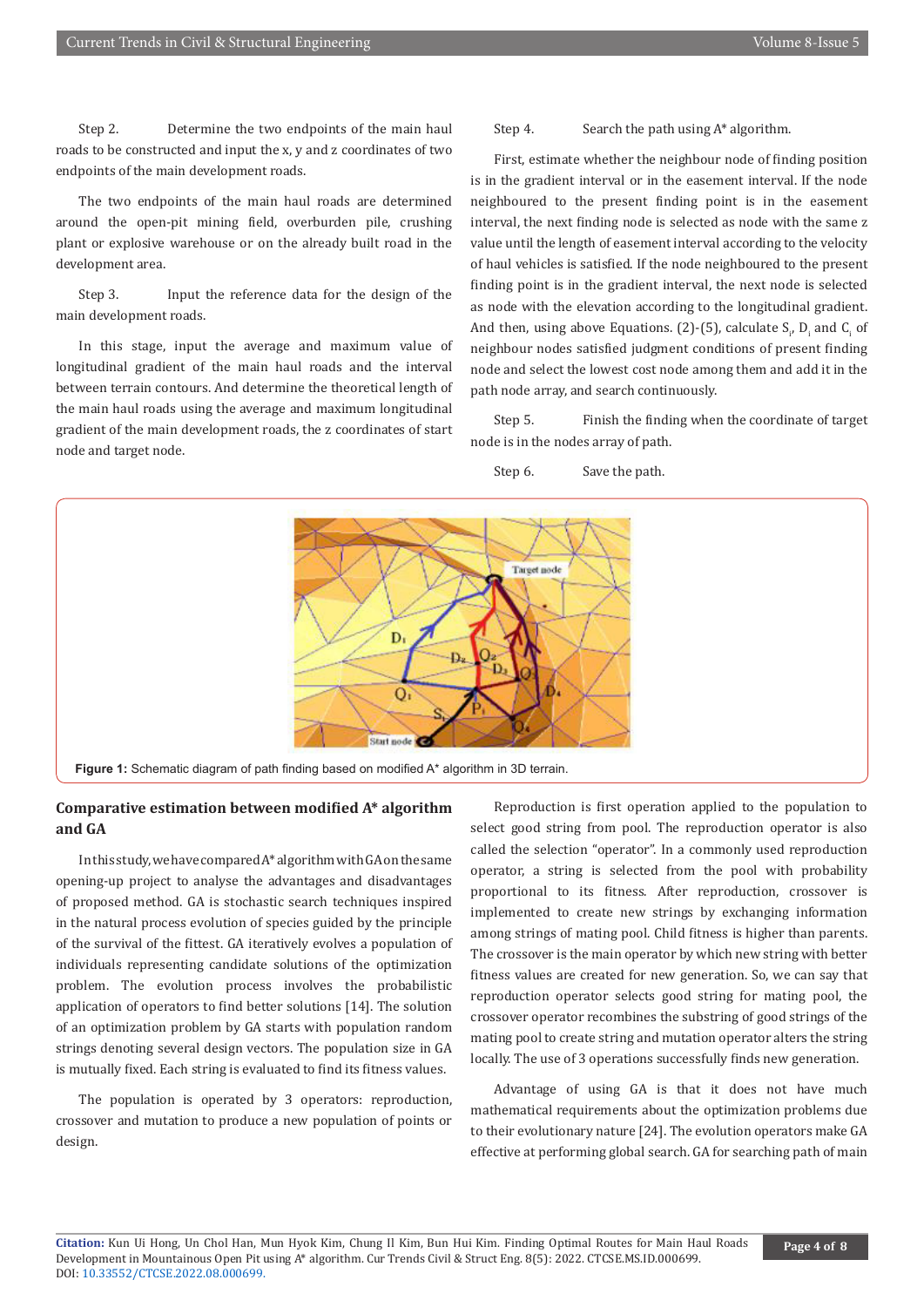Step 2. Determine the two endpoints of the main haul roads to be constructed and input the x, y and z coordinates of two endpoints of the main development roads.

The two endpoints of the main haul roads are determined around the open-pit mining field, overburden pile, crushing plant or explosive warehouse or on the already built road in the development area.

Step 3. Input the reference data for the design of the main development roads.

In this stage, input the average and maximum value of longitudinal gradient of the main haul roads and the interval between terrain contours. And determine the theoretical length of the main haul roads using the average and maximum longitudinal gradient of the main development roads, the z coordinates of start node and target node.

Step 4. Search the path using A* algorithm.

First, estimate whether the neighbour node of finding position is in the gradient interval or in the easement interval. If the node neighboured to the present finding point is in the easement interval, the next finding node is selected as node with the same z value until the length of easement interval according to the velocity of haul vehicles is satisfied. If the node neighboured to the present finding point is in the gradient interval, the next node is selected as node with the elevation according to the longitudinal gradient. And then, using above Equations. (2)-(5), calculate $S_i$, $D_i$ and $C_i$ of neighbour nodes satisfied judgment conditions of present finding node and select the lowest cost node among them and add it in the path node array, and search continuously.

Step 5. Finish the finding when the coordinate of target node is in the nodes array of path.

Step 6. Save the path.

**Figure 1:** Schematic diagram of path finding based on modified A* algorithm in 3D terrain.

## Comparative estimation between modified A* algorithm and GA

In this study, we have compared A* algorithm with GA on the same opening-up project to analyse the advantages and disadvantages of proposed method. GA is stochastic search techniques inspired in the natural process evolution of species guided by the principle of the survival of the fittest. GA iteratively evolves a population of individuals representing candidate solutions of the optimization problem. The evolution process involves the probabilistic application of operators to find better solutions [14]. The solution of an optimization problem by GA starts with population random strings denoting several design vectors. The population size in GA is mutually fixed. Each string is evaluated to find its fitness values.

The population is operated by 3 operators: reproduction, crossover and mutation to produce a new population of points or design.

Reproduction is first operation applied to the population to select good string from pool. The reproduction operator is also called the selection "operator". In a commonly used reproduction operator, a string is selected from the pool with probability proportional to its fitness. After reproduction, crossover is implemented to create new strings by exchanging information among strings of mating pool. Child fitness is higher than parents. The crossover is the main operator by which new string with better fitness values are created for new generation. So, we can say that reproduction operator selects good string for mating pool, the crossover operator recombines the substring of good strings of the mating pool to create string and mutation operator alters the string locally. The use of 3 operations successfully finds new generation.

Advantage of using GA is that it does not have much mathematical requirements about the optimization problems due to their evolutionary nature [24]. The evolution operators make GA effective at performing global search. GA for searching path of main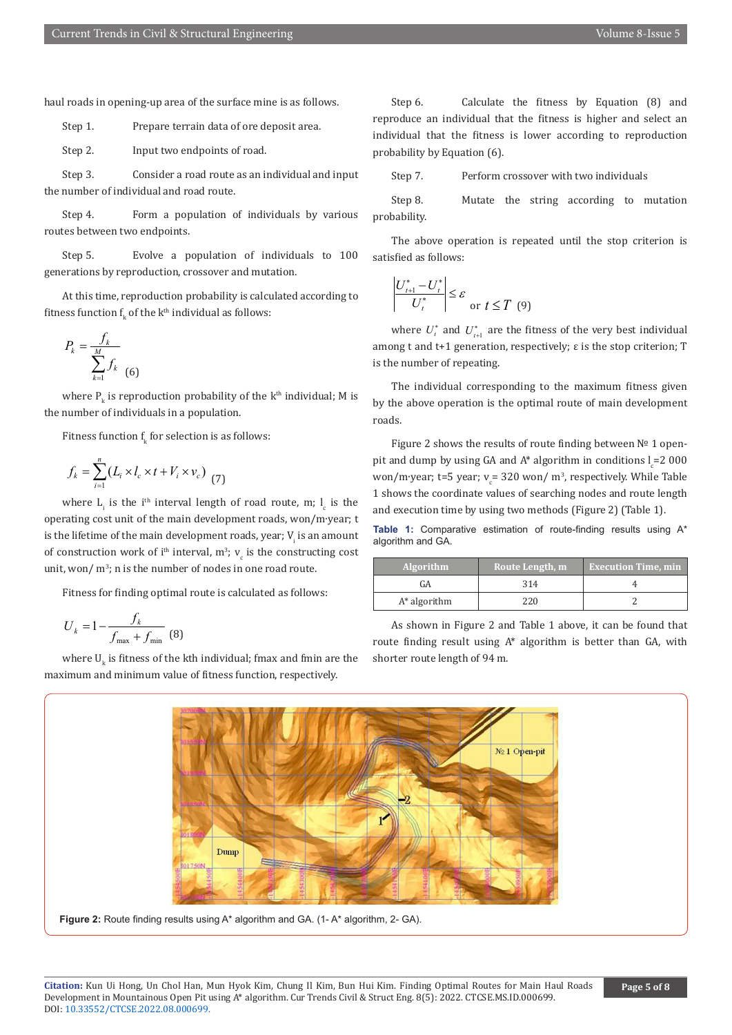haul roads in opening-up area of the surface mine is as follows.

Step 1. Prepare terrain data of ore deposit area.

Step 2. Input two endpoints of road.

Step 3. Consider a road route as an individual and input the number of individual and road route.

Step 4. Form a population of individuals by various routes between two endpoints.

Step 5. Evolve a population of individuals to 100 generations by reproduction, crossover and mutation.

At this time, reproduction probability is calculated according to fitness function $f_k$ of the k[th] individual as follows:

$$P_k = \frac{f_k}{\sum_{k=1}^{M} f_k} \quad (6)$$

where $P_k$ is reproduction probability of the k[th] individual; M is the number of individuals in a population.

Fitness function $f_k$ for selection is as follows:

$$f_k = \sum_{i=1}^{n} (L_i \times l_c \times t + V_i \times v_c) \quad (7)$$

where $L_i$ is the i[th] interval length of road route, m; $l_c$ is the operating cost unit of the main development roads, won/m·year; t is the lifetime of the main development roads, year; $V_i$ is an amount of construction work of i[th] interval, m³; $v_c$ is the constructing cost unit, won/ m³; n is the number of nodes in one road route.

Fitness for finding optimal route is calculated as follows:

$$U_k = 1 - \frac{f_k}{f_{\max} + f_{\min}} \quad (8)$$

where $U_k$ is fitness of the kth individual; fmax and fmin are the maximum and minimum value of fitness function, respectively.

Step 6. Calculate the fitness by Equation (8) and reproduce an individual that the fitness is higher and select an individual that the fitness is lower according to reproduction probability by Equation (6).

Step 7. Perform crossover with two individuals

Step 8. Mutate the string according to mutation probability.

The above operation is repeated until the stop criterion is satisfied as follows:

$$\left| \frac{U_{t+1}^* - U_t^*}{U_t^*} \right| \le \varepsilon \quad \text{or } t \le T \quad (9)$$

where $U_t^*$ and $U_{t+1}^*$ are the fitness of the very best individual among t and t+1 generation, respectively; ε is the stop criterion; T is the number of repeating.

The individual corresponding to the maximum fitness given by the above operation is the optimal route of main development roads.

Figure 2 shows the results of route finding between № 1 open-pit and dump by using GA and A* algorithm in conditions $l_c$=2 000 won/m·year; t=5 year; $v_c$= 320 won/ m³, respectively. While Table 1 shows the coordinate values of searching nodes and route length and execution time by using two methods (Figure 2) (Table 1).

**Table 1:** Comparative estimation of route-finding results using A* algorithm and GA.

| Algorithm | Route Length, m | Execution Time, min |
|---|---|---|
| GA | 314 | 4 |
| A* algorithm | 220 | 2 |

As shown in Figure 2 and Table 1 above, it can be found that route finding result using A* algorithm is better than GA, with shorter route length of 94 m.

**Figure 2:** Route finding results using A* algorithm and GA. (1- A* algorithm, 2- GA).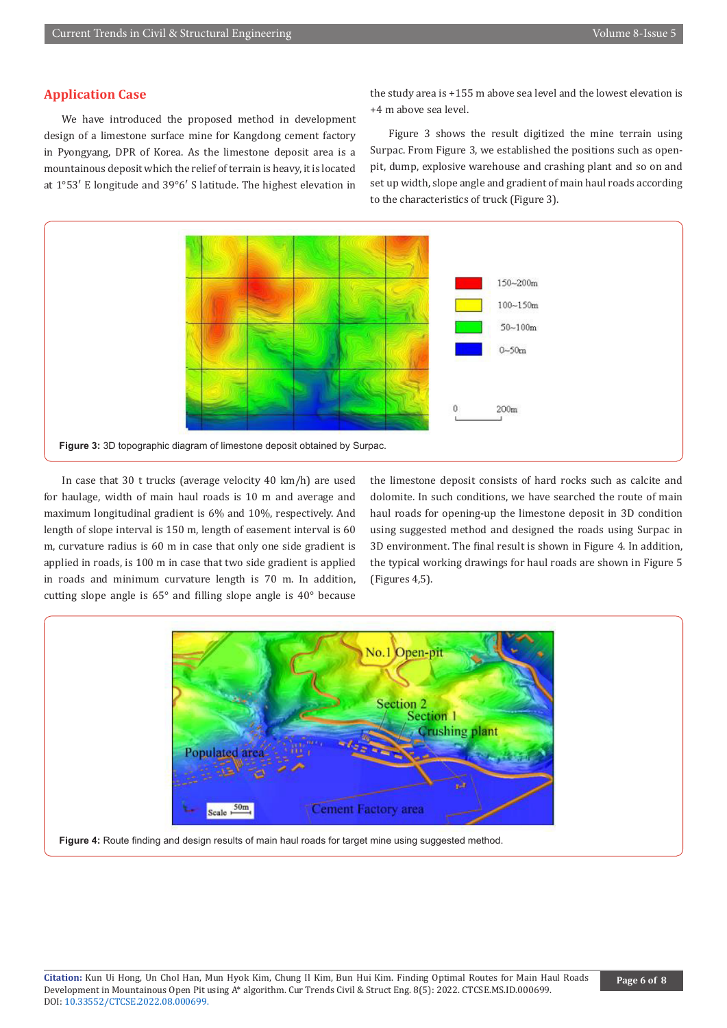## Application Case

We have introduced the proposed method in development design of a limestone surface mine for Kangdong cement factory in Pyongyang, DPR of Korea. As the limestone deposit area is a mountainous deposit which the relief of terrain is heavy, it is located at 1°53′ E longitude and 39°6′ S latitude. The highest elevation in the study area is +155 m above sea level and the lowest elevation is +4 m above sea level.

Figure 3 shows the result digitized the mine terrain using Surpac. From Figure 3, we established the positions such as open-pit, dump, explosive warehouse and crashing plant and so on and set up width, slope angle and gradient of main haul roads according to the characteristics of truck (Figure 3).

**Figure 3:** 3D topographic diagram of limestone deposit obtained by Surpac.

In case that 30 t trucks (average velocity 40 km/h) are used for haulage, width of main haul roads is 10 m and average and maximum longitudinal gradient is 6% and 10%, respectively. And length of slope interval is 150 m, length of easement interval is 60 m, curvature radius is 60 m in case that only one side gradient is applied in roads, is 100 m in case that two side gradient is applied in roads and minimum curvature length is 70 m. In addition, cutting slope angle is 65° and filling slope angle is 40° because the limestone deposit consists of hard rocks such as calcite and dolomite. In such conditions, we have searched the route of main haul roads for opening-up the limestone deposit in 3D condition using suggested method and designed the roads using Surpac in 3D environment. The final result is shown in Figure 4. In addition, the typical working drawings for haul roads are shown in Figure 5 (Figures 4,5).

**Figure 4:** Route finding and design results of main haul roads for target mine using suggested method.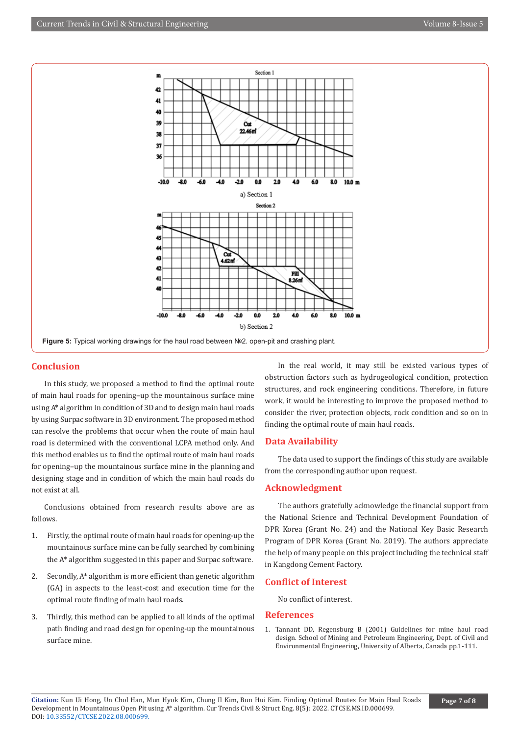Figure 5: Typical working drawings for the haul road between №2. open-pit and crashing plant.

## Conclusion

In this study, we proposed a method to find the optimal route of main haul roads for opening–up the mountainous surface mine using A* algorithm in condition of 3D and to design main haul roads by using Surpac software in 3D environment. The proposed method can resolve the problems that occur when the route of main haul road is determined with the conventional LCPA method only. And this method enables us to find the optimal route of main haul roads for opening–up the mountainous surface mine in the planning and designing stage and in condition of which the main haul roads do not exist at all.

Conclusions obtained from research results above are as follows.

1. Firstly, the optimal route of main haul roads for opening-up the mountainous surface mine can be fully searched by combining the A* algorithm suggested in this paper and Surpac software.
2. Secondly, A* algorithm is more efficient than genetic algorithm (GA) in aspects to the least-cost and execution time for the optimal route finding of main haul roads.
3. Thirdly, this method can be applied to all kinds of the optimal path finding and road design for opening-up the mountainous surface mine.

In the real world, it may still be existed various types of obstruction factors such as hydrogeological condition, protection structures, and rock engineering conditions. Therefore, in future work, it would be interesting to improve the proposed method to consider the river, protection objects, rock condition and so on in finding the optimal route of main haul roads.

## Data Availability

The data used to support the findings of this study are available from the corresponding author upon request.

## Acknowledgment

The authors gratefully acknowledge the financial support from the National Science and Technical Development Foundation of DPR Korea (Grant No. 24) and the National Key Basic Research Program of DPR Korea (Grant No. 2019). The authors appreciate the help of many people on this project including the technical staff in Kangdong Cement Factory.

## Conflict of Interest

No conflict of interest.

## References

1. Tannant DD, Regensburg B (2001) Guidelines for mine haul road design. School of Mining and Petroleum Engineering, Dept. of Civil and Environmental Engineering, University of Alberta, Canada pp.1-111.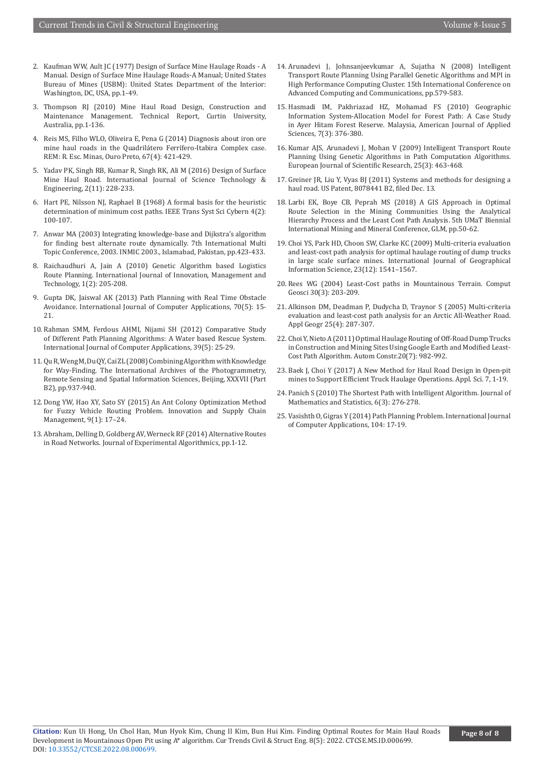2. Kaufman WW, Ault JC (1977) Design of Surface Mine Haulage Roads - A Manual. Design of Surface Mine Haulage Roads-A Manual; United States Bureau of Mines (USBM): United States Department of the Interior: Washington, DC, USA, pp.1-49.
3. Thompson RJ (2010) Mine Haul Road Design, Construction and Maintenance Management. Technical Report, Curtin University, Australia, pp.1-136.
4. Reis MS, Filho WLO, Oliveira E, Pena G (2014) Diagnosis about iron ore mine haul roads in the Quadrilátero Ferrífero-Itabira Complex case. REM: R. Esc. Minas, Ouro Preto, 67(4): 421-429.
5. Yadav PK, Singh RB, Kumar R, Singh RK, Ali M (2016) Design of Surface Mine Haul Road. International Journal of Science Technology & Engineering, 2(11): 228-233.
6. Hart PE, Nilsson NJ, Raphael B (1968) A formal basis for the heuristic determination of minimum cost paths. IEEE Trans Syst Sci Cybern 4(2): 100-107.
7. Anwar MA (2003) Integrating knowledge-base and Dijkstra's algorithm for finding best alternate route dynamically. 7th International Multi Topic Conference, 2003. INMIC 2003., Islamabad, Pakistan, pp.423-433.
8. Raichaudhuri A, Jain A (2010) Genetic Algorithm based Logistics Route Planning. International Journal of Innovation, Management and Technology, 1(2): 205-208.
9. Gupta DK, Jaiswal AK (2013) Path Planning with Real Time Obstacle Avoidance. International Journal of Computer Applications, 70(5): 15-21.
10. Rahman SMM, Ferdous AHMI, Nijami SH (2012) Comparative Study of Different Path Planning Algorithms: A Water based Rescue System. International Journal of Computer Applications, 39(5): 25-29.
11. Qu R, Weng M, Du QY, Cai ZL (2008) Combining Algorithm with Knowledge for Way-Finding. The International Archives of the Photogrammetry, Remote Sensing and Spatial Information Sciences, Beijing, XXXVII (Part B2), pp.937-940.
12. Dong YW, Hao XY, Sato SY (2015) An Ant Colony Optimization Method for Fuzzy Vehicle Routing Problem. Innovation and Supply Chain Management, 9(1): 17–24.
13. Abraham, Delling D, Goldberg AV, Werneck RF (2014) Alternative Routes in Road Networks. Journal of Experimental Algorithmics, pp.1-12.
14. Arunadevi J, Johnsanjeevkumar A, Sujatha N (2008) Intelligent Transport Route Planning Using Parallel Genetic Algorithms and MPI in High Performance Computing Cluster. 15th International Conference on Advanced Computing and Communications, pp.579-583.
15. Hasmadi IM, Pakhriazad HZ, Mohamad FS (2010) Geographic Information System-Allocation Model for Forest Path: A Case Study in Ayer Hitam Forest Reserve. Malaysia, American Journal of Applied Sciences, 7(3): 376-380.
16. Kumar AJS, Arunadevi J, Mohan V (2009) Intelligent Transport Route Planning Using Genetic Algorithms in Path Computation Algorithms. European Journal of Scientific Research, 25(3): 463-468.
17. Greiner JR, Liu Y, Vyas BJ (2011) Systems and methods for designing a haul road. US Patent, 8078441 B2, filed Dec. 13.
18. Larbi EK, Boye CB, Peprah MS (2018) A GIS Approach in Optimal Route Selection in the Mining Communities Using the Analytical Hierarchy Process and the Least Cost Path Analysis. 5th UMaT Biennial International Mining and Mineral Conference, GLM, pp.50-62.
19. Choi YS, Park HD, Choon SW, Clarke KC (2009) Multi-criteria evaluation and least-cost path analysis for optimal haulage routing of dump trucks in large scale surface mines. International Journal of Geographical Information Science, 23(12): 1541–1567.
20. Rees WG (2004) Least-Cost paths in Mountainous Terrain. Comput Geosci 30(3): 203-209.
21. Alkinson DM, Deadman P, Dudycha D, Traynor S (2005) Multi-criteria evaluation and least-cost path analysis for an Arctic All-Weather Road. Appl Geogr 25(4): 287-307.
22. Choi Y, Nieto A (2011) Optimal Haulage Routing of Off-Road Dump Trucks in Construction and Mining Sites Using Google Earth and Modified Least-Cost Path Algorithm. Autom Constr.20(7): 982-992.
23. Baek J, Choi Y (2017) A New Method for Haul Road Design in Open-pit mines to Support Efficient Truck Haulage Operations. Appl. Sci. 7, 1-19.
24. Panich S (2010) The Shortest Path with Intelligent Algorithm. Journal of Mathematics and Statistics, 6(3): 276-278.
25. Vasishth O, Gigras Y (2014) Path Planning Problem. International Journal of Computer Applications, 104: 17-19.